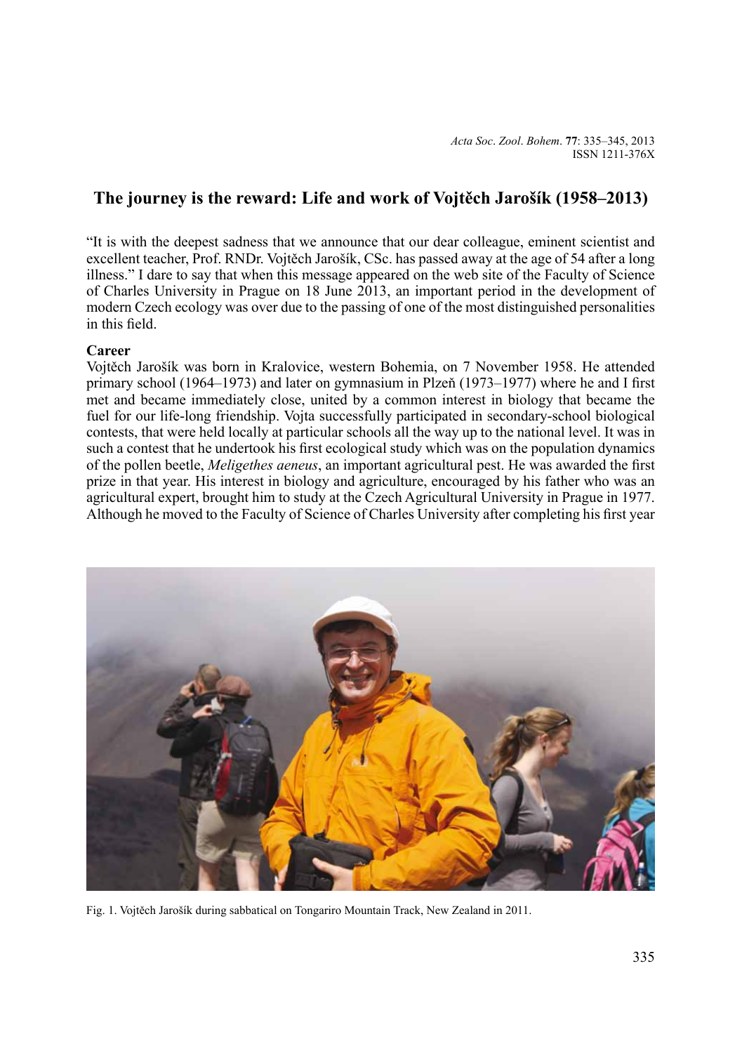# The journey is the reward: Life and work of Vojtěch Jarošík (1958–2013)

"It is with the deepest sadness that we announce that our dear colleague, eminent scientist and excellent teacher, Prof. RNDr. Vojtěch Jarošík, CSc. has passed away at the age of 54 after a long illness." I dare to say that when this message appeared on the web site of the Faculty of Science of Charles University in Prague on 18 June 2013, an important period in the development of modern Czech ecology was over due to the passing of one of the most distinguished personalities in this field.

**Career**

Vojtěch Jarošík was born in Kralovice, western Bohemia, on 7 November 1958. He attended primary school (1964–1973) and later on gymnasium in Plzeň (1973–1977) where he and I first met and became immediately close, united by a common interest in biology that became the fuel for our life-long friendship. Vojta successfully participated in secondary-school biological contests, that were held locally at particular schools all the way up to the national level. It was in such a contest that he undertook his first ecological study which was on the population dynamics of the pollen beetle, *Meligethes aeneus*, an important agricultural pest. He was awarded the first prize in that year. His interest in biology and agriculture, encouraged by his father who was an agricultural expert, brought him to study at the Czech Agricultural University in Prague in 1977. Although he moved to the Faculty of Science of Charles University after completing his first year

Fig. 1. Vojtěch Jarošík during sabbatical on Tongariro Mountain Track, New Zealand in 2011.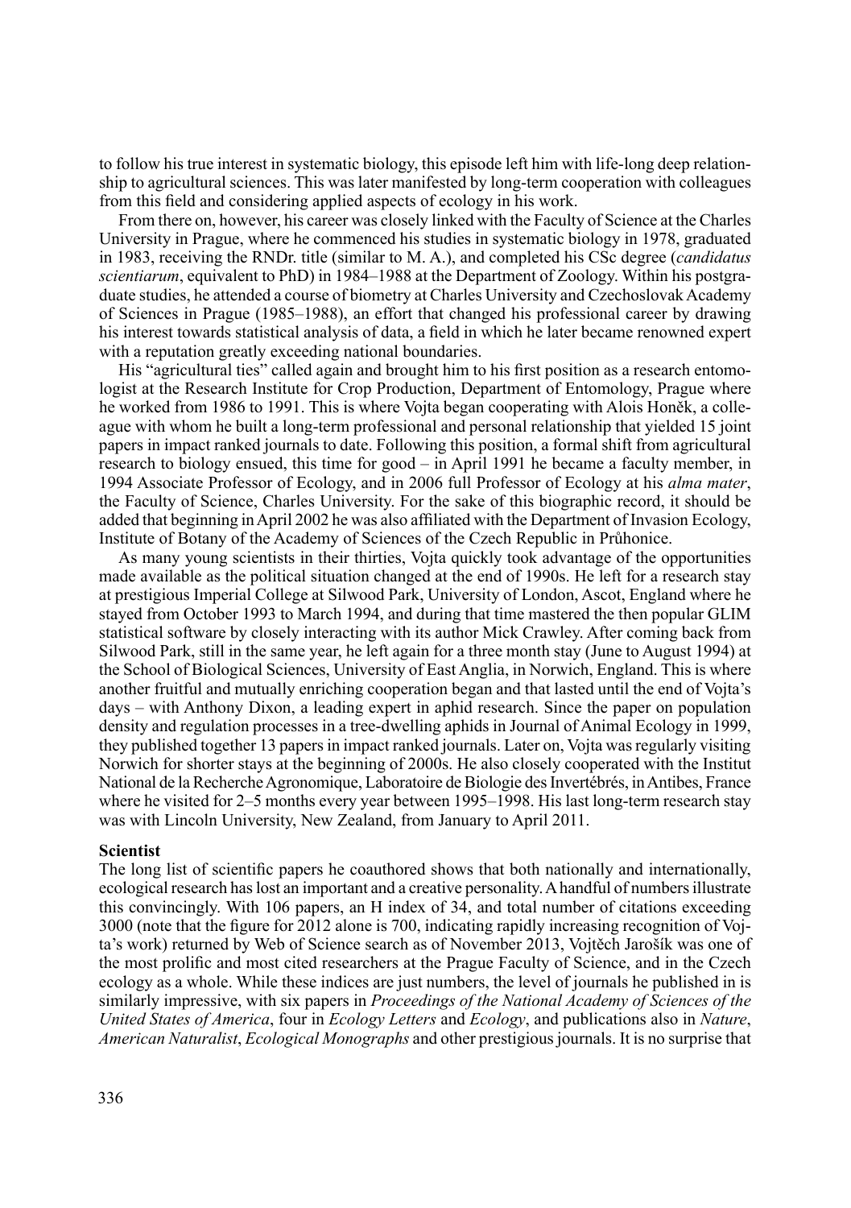to follow his true interest in systematic biology, this episode left him with life-long deep relationship to agricultural sciences. This was later manifested by long-term cooperation with colleagues from this field and considering applied aspects of ecology in his work.

From there on, however, his career was closely linked with the Faculty of Science at the Charles University in Prague, where he commenced his studies in systematic biology in 1978, graduated in 1983, receiving the RNDr. title (similar to M. A.), and completed his CSc degree (*candidatus scientiarum*, equivalent to PhD) in 1984–1988 at the Department of Zoology. Within his postgraduate studies, he attended a course of biometry at Charles University and Czechoslovak Academy of Sciences in Prague (1985–1988), an effort that changed his professional career by drawing his interest towards statistical analysis of data, a field in which he later became renowned expert with a reputation greatly exceeding national boundaries.

His "agricultural ties" called again and brought him to his first position as a research entomologist at the Research Institute for Crop Production, Department of Entomology, Prague where he worked from 1986 to 1991. This is where Vojta began cooperating with Alois Honěk, a colleague with whom he built a long-term professional and personal relationship that yielded 15 joint papers in impact ranked journals to date. Following this position, a formal shift from agricultural research to biology ensued, this time for good – in April 1991 he became a faculty member, in 1994 Associate Professor of Ecology, and in 2006 full Professor of Ecology at his *alma mater*, the Faculty of Science, Charles University. For the sake of this biographic record, it should be added that beginning in April 2002 he was also affiliated with the Department of Invasion Ecology, Institute of Botany of the Academy of Sciences of the Czech Republic in Průhonice.

As many young scientists in their thirties, Vojta quickly took advantage of the opportunities made available as the political situation changed at the end of 1990s. He left for a research stay at prestigious Imperial College at Silwood Park, University of London, Ascot, England where he stayed from October 1993 to March 1994, and during that time mastered the then popular GLIM statistical software by closely interacting with its author Mick Crawley. After coming back from Silwood Park, still in the same year, he left again for a three month stay (June to August 1994) at the School of Biological Sciences, University of East Anglia, in Norwich, England. This is where another fruitful and mutually enriching cooperation began and that lasted until the end of Vojta's days – with Anthony Dixon, a leading expert in aphid research. Since the paper on population density and regulation processes in a tree-dwelling aphids in Journal of Animal Ecology in 1999, they published together 13 papers in impact ranked journals. Later on, Vojta was regularly visiting Norwich for shorter stays at the beginning of 2000s. He also closely cooperated with the Institut National de la Recherche Agronomique, Laboratoire de Biologie des Invertébrés, in Antibes, France where he visited for 2–5 months every year between 1995–1998. His last long-term research stay was with Lincoln University, New Zealand, from January to April 2011.

**Scientist**

The long list of scientific papers he coauthored shows that both nationally and internationally, ecological research has lost an important and a creative personality. A handful of numbers illustrate this convincingly. With 106 papers, an H index of 34, and total number of citations exceeding 3000 (note that the figure for 2012 alone is 700, indicating rapidly increasing recognition of Vojta's work) returned by Web of Science search as of November 2013, Vojtěch Jarošík was one of the most prolific and most cited researchers at the Prague Faculty of Science, and in the Czech ecology as a whole. While these indices are just numbers, the level of journals he published in is similarly impressive, with six papers in *Proceedings of the National Academy of Sciences of the United States of America*, four in *Ecology Letters* and *Ecology*, and publications also in *Nature*, *American Naturalist*, *Ecological Monographs* and other prestigious journals. It is no surprise that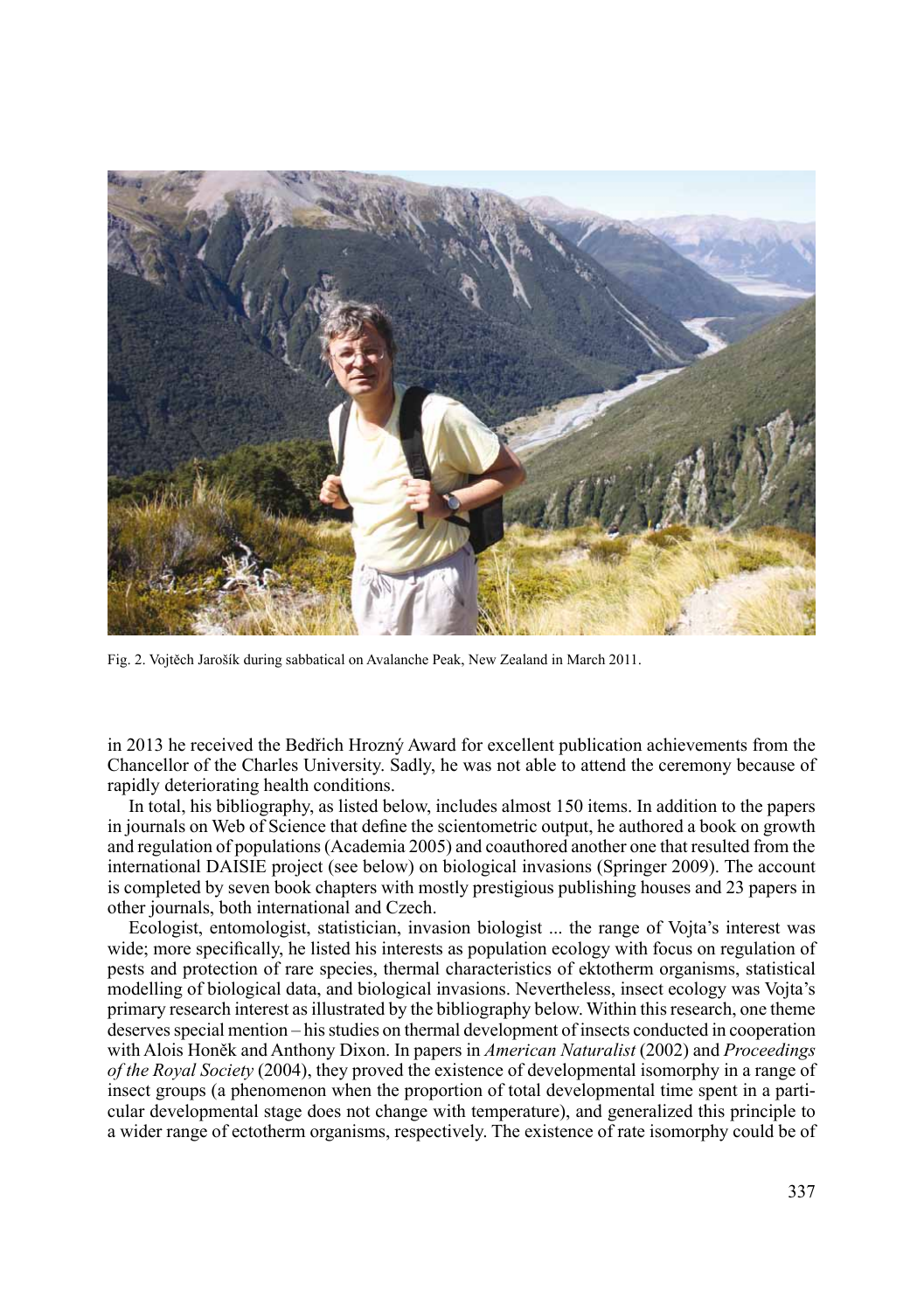Fig. 2. Vojtěch Jarošík during sabbatical on Avalanche Peak, New Zealand in March 2011.

in 2013 he received the Bedřich Hrozný Award for excellent publication achievements from the Chancellor of the Charles University. Sadly, he was not able to attend the ceremony because of rapidly deteriorating health conditions.

In total, his bibliography, as listed below, includes almost 150 items. In addition to the papers in journals on Web of Science that define the scientometric output, he authored a book on growth and regulation of populations (Academia 2005) and coauthored another one that resulted from the international DAISIE project (see below) on biological invasions (Springer 2009). The account is completed by seven book chapters with mostly prestigious publishing houses and 23 papers in other journals, both international and Czech.

Ecologist, entomologist, statistician, invasion biologist ... the range of Vojta's interest was wide; more specifically, he listed his interests as population ecology with focus on regulation of pests and protection of rare species, thermal characteristics of ektotherm organisms, statistical modelling of biological data, and biological invasions. Nevertheless, insect ecology was Vojta's primary research interest as illustrated by the bibliography below. Within this research, one theme deserves special mention – his studies on thermal development of insects conducted in cooperation with Alois Honěk and Anthony Dixon. In papers in *American Naturalist* (2002) and *Proceedings of the Royal Society* (2004), they proved the existence of developmental isomorphy in a range of insect groups (a phenomenon when the proportion of total developmental time spent in a particular developmental stage does not change with temperature), and generalized this principle to a wider range of ectotherm organisms, respectively. The existence of rate isomorphy could be of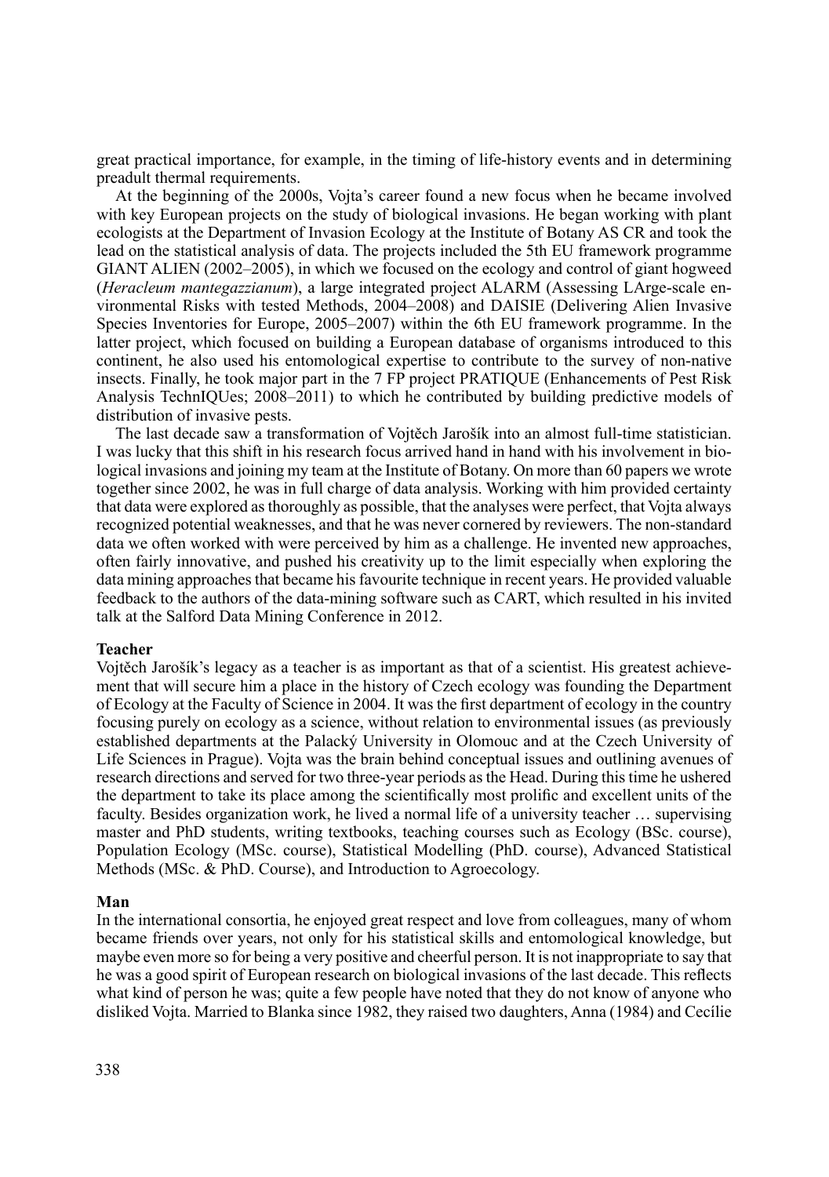great practical importance, for example, in the timing of life-history events and in determining preadult thermal requirements.

At the beginning of the 2000s, Vojta's career found a new focus when he became involved with key European projects on the study of biological invasions. He began working with plant ecologists at the Department of Invasion Ecology at the Institute of Botany AS CR and took the lead on the statistical analysis of data. The projects included the 5th EU framework programme GIANT ALIEN (2002–2005), in which we focused on the ecology and control of giant hogweed (*Heracleum mantegazzianum*), a large integrated project ALARM (Assessing LArge-scale environmental Risks with tested Methods, 2004–2008) and DAISIE (Delivering Alien Invasive Species Inventories for Europe, 2005–2007) within the 6th EU framework programme. In the latter project, which focused on building a European database of organisms introduced to this continent, he also used his entomological expertise to contribute to the survey of non-native insects. Finally, he took major part in the 7 FP project PRATIQUE (Enhancements of Pest Risk Analysis TechnIQUes; 2008–2011) to which he contributed by building predictive models of distribution of invasive pests.

The last decade saw a transformation of Vojtěch Jarošík into an almost full-time statistician. I was lucky that this shift in his research focus arrived hand in hand with his involvement in biological invasions and joining my team at the Institute of Botany. On more than 60 papers we wrote together since 2002, he was in full charge of data analysis. Working with him provided certainty that data were explored as thoroughly as possible, that the analyses were perfect, that Vojta always recognized potential weaknesses, and that he was never cornered by reviewers. The non-standard data we often worked with were perceived by him as a challenge. He invented new approaches, often fairly innovative, and pushed his creativity up to the limit especially when exploring the data mining approaches that became his favourite technique in recent years. He provided valuable feedback to the authors of the data-mining software such as CART, which resulted in his invited talk at the Salford Data Mining Conference in 2012.

**Teacher**

Vojtěch Jarošík's legacy as a teacher is as important as that of a scientist. His greatest achievement that will secure him a place in the history of Czech ecology was founding the Department of Ecology at the Faculty of Science in 2004. It was the first department of ecology in the country focusing purely on ecology as a science, without relation to environmental issues (as previously established departments at the Palacký University in Olomouc and at the Czech University of Life Sciences in Prague). Vojta was the brain behind conceptual issues and outlining avenues of research directions and served for two three-year periods as the Head. During this time he ushered the department to take its place among the scientifically most prolific and excellent units of the faculty. Besides organization work, he lived a normal life of a university teacher … supervising master and PhD students, writing textbooks, teaching courses such as Ecology (BSc. course), Population Ecology (MSc. course), Statistical Modelling (PhD. course), Advanced Statistical Methods (MSc. & PhD. Course), and Introduction to Agroecology.

**Man**

In the international consortia, he enjoyed great respect and love from colleagues, many of whom became friends over years, not only for his statistical skills and entomological knowledge, but maybe even more so for being a very positive and cheerful person. It is not inappropriate to say that he was a good spirit of European research on biological invasions of the last decade. This reflects what kind of person he was; quite a few people have noted that they do not know of anyone who disliked Vojta. Married to Blanka since 1982, they raised two daughters, Anna (1984) and Cecílie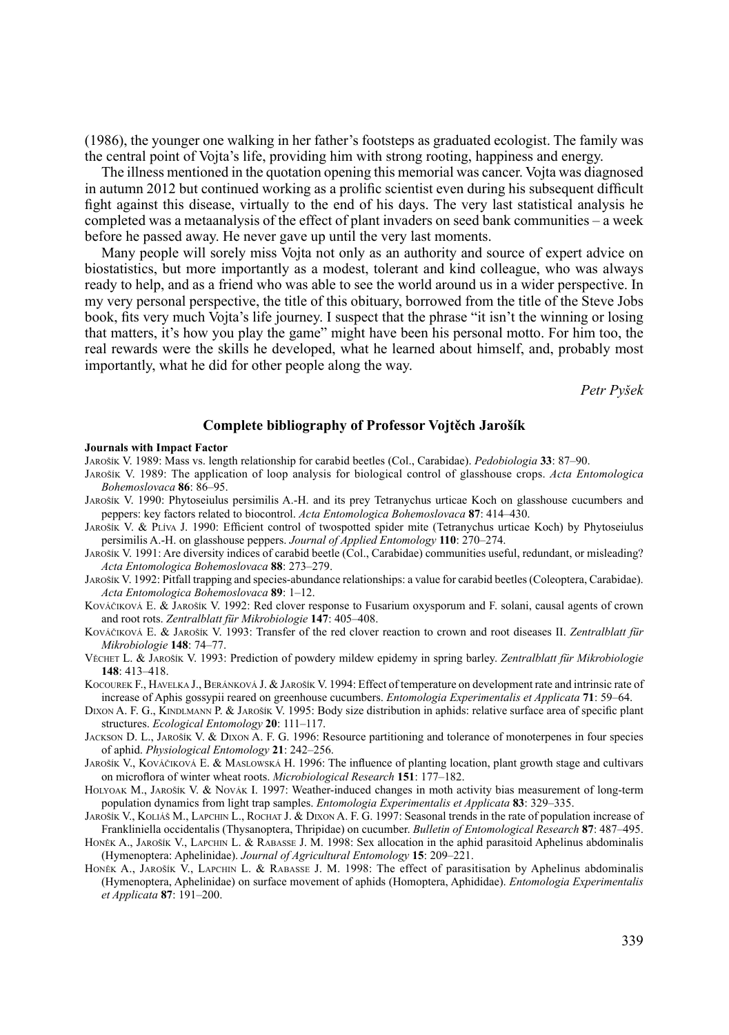(1986), the younger one walking in her father's footsteps as graduated ecologist. The family was the central point of Vojta's life, providing him with strong rooting, happiness and energy.

The illness mentioned in the quotation opening this memorial was cancer. Vojta was diagnosed in autumn 2012 but continued working as a prolific scientist even during his subsequent difficult fight against this disease, virtually to the end of his days. The very last statistical analysis he completed was a metaanalysis of the effect of plant invaders on seed bank communities – a week before he passed away. He never gave up until the very last moments.

Many people will sorely miss Vojta not only as an authority and source of expert advice on biostatistics, but more importantly as a modest, tolerant and kind colleague, who was always ready to help, and as a friend who was able to see the world around us in a wider perspective. In my very personal perspective, the title of this obituary, borrowed from the title of the Steve Jobs book, fits very much Vojta's life journey. I suspect that the phrase "it isn't the winning or losing that matters, it's how you play the game" might have been his personal motto. For him too, the real rewards were the skills he developed, what he learned about himself, and, probably most importantly, what he did for other people along the way.

*Petr Pyšek*

## Complete bibliography of Professor Vojtěch Jarošík

**Journals with Impact Factor**

Jarošík V. 1989: Mass vs. length relationship for carabid beetles (Col., Carabidae). *Pedobiologia* **33**: 87–90.

Jarošík V. 1989: The application of loop analysis for biological control of glasshouse crops. *Acta Entomologica Bohemoslovaca* **86**: 86–95.

Jarošík V. 1990: Phytoseiulus persimilis A.-H. and its prey Tetranychus urticae Koch on glasshouse cucumbers and peppers: key factors related to biocontrol. *Acta Entomologica Bohemoslovaca* **87**: 414–430.

Jarošík V. & Plíva J. 1990: Efficient control of twospotted spider mite (Tetranychus urticae Koch) by Phytoseiulus persimilis A.-H. on glasshouse peppers. *Journal of Applied Entomology* **110**: 270–274.

Jarošík V. 1991: Are diversity indices of carabid beetle (Col., Carabidae) communities useful, redundant, or misleading? *Acta Entomologica Bohemoslovaca* **88**: 273–279.

Jarošík V. 1992: Pitfall trapping and species-abundance relationships: a value for carabid beetles (Coleoptera, Carabidae). *Acta Entomologica Bohemoslovaca* **89**: 1–12.

Kováčiková E. & Jarošík V. 1992: Red clover response to Fusarium oxysporum and F. solani, causal agents of crown and root rots. *Zentralblatt für Mikrobiologie* **147**: 405–408.

Kováčiková E. & Jarošík V. 1993: Transfer of the red clover reaction to crown and root diseases II. *Zentralblatt für Mikrobiologie* **148**: 74–77.

Věchet L. & Jarošík V. 1993: Prediction of powdery mildew epidemy in spring barley. *Zentralblatt für Mikrobiologie* **148**: 413–418.

Kocourek F., Havelka J., Beránková J. & Jarošík V. 1994: Effect of temperature on development rate and intrinsic rate of increase of Aphis gossypii reared on greenhouse cucumbers. *Entomologia Experimentalis et Applicata* **71**: 59–64.

Dixon A. F. G., Kindlmann P. & Jarošík V. 1995: Body size distribution in aphids: relative surface area of specific plant structures. *Ecological Entomology* **20**: 111–117.

Jackson D. L., Jarošík V. & Dixon A. F. G. 1996: Resource partitioning and tolerance of monoterpenes in four species of aphid. *Physiological Entomology* **21**: 242–256.

Jarošík V., Kováčiková E. & Maslowská H. 1996: The influence of planting location, plant growth stage and cultivars on microflora of winter wheat roots. *Microbiological Research* **151**: 177–182.

Holyoak M., Jarošík V. & Novák I. 1997: Weather-induced changes in moth activity bias measurement of long-term population dynamics from light trap samples. *Entomologia Experimentalis et Applicata* **83**: 329–335.

Jarošík V., Koliáš M., Lapchin L., Rochat J. & Dixon A. F. G. 1997: Seasonal trends in the rate of population increase of Frankliniella occidentalis (Thysanoptera, Thripidae) on cucumber. *Bulletin of Entomological Research* **87**: 487–495.

Honěk A., Jarošík V., Lapchin L. & Rabasse J. M. 1998: Sex allocation in the aphid parasitoid Aphelinus abdominalis (Hymenoptera: Aphelinidae). *Journal of Agricultural Entomology* **15**: 209–221.

Honěk A., Jarošík V., Lapchin L. & Rabasse J. M. 1998: The effect of parasitisation by Aphelinus abdominalis (Hymenoptera, Aphelinidae) on surface movement of aphids (Homoptera, Aphididae). *Entomologia Experimentalis et Applicata* **87**: 191–200.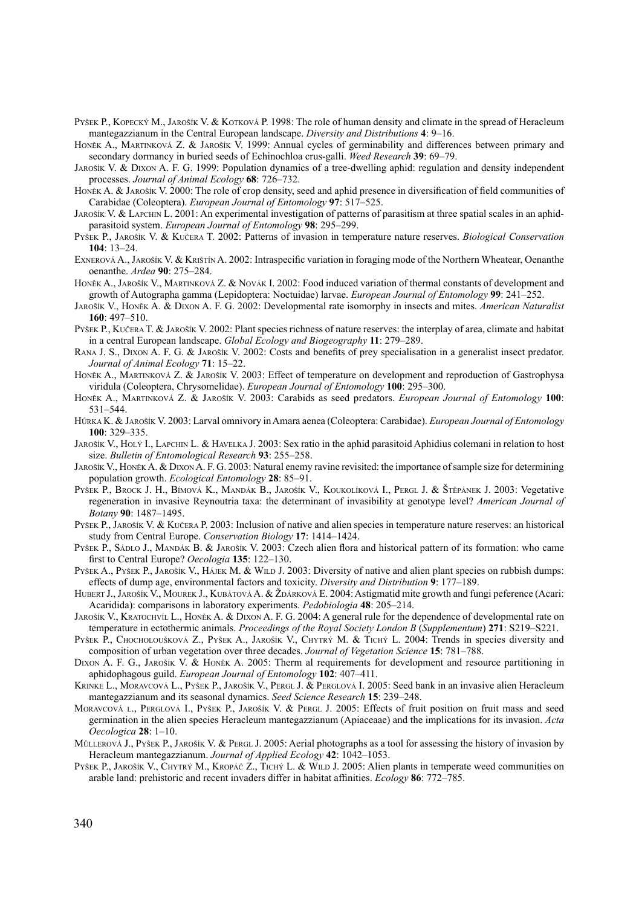Pyšek P., Kopecký M., Jarošík V. & Kotková P. 1998: The role of human density and climate in the spread of Heracleum mantegazzianum in the Central European landscape. *Diversity and Distributions* **4**: 9–16.

Honěk A., Martinková Z. & Jarošík V. 1999: Annual cycles of germinability and differences between primary and secondary dormancy in buried seeds of Echinochloa crus-galli. *Weed Research* **39**: 69–79.

Jarošík V. & Dixon A. F. G. 1999: Population dynamics of a tree-dwelling aphid: regulation and density independent processes. *Journal of Animal Ecology* **68**: 726–732.

Honěk A. & Jarošík V. 2000: The role of crop density, seed and aphid presence in diversification of field communities of Carabidae (Coleoptera). *European Journal of Entomology* **97**: 517–525.

Jarošík V. & Lapchin L. 2001: An experimental investigation of patterns of parasitism at three spatial scales in an aphid-parasitoid system. *European Journal of Entomology* **98**: 295–299.

Pyšek P., Jarošík V. & Kučera T. 2002: Patterns of invasion in temperature nature reserves. *Biological Conservation* **104**: 13–24.

Exnerová A., Jarošík V. & Krištín A. 2002: Intraspecific variation in foraging mode of the Northern Wheatear, Oenanthe oenanthe. *Ardea* **90**: 275–284.

Honěk A., Jarošík V., Martinková Z. & Novák I. 2002: Food induced variation of thermal constants of development and growth of Autographa gamma (Lepidoptera: Noctuidae) larvae. *European Journal of Entomology* **99**: 241–252.

Jarošík V., Honěk A. & Dixon A. F. G. 2002: Developmental rate isomorphy in insects and mites. *American Naturalist* **160**: 497–510.

Pyšek P., Kučera T. & Jarošík V. 2002: Plant species richness of nature reserves: the interplay of area, climate and habitat in a central European landscape. *Global Ecology and Biogeography* **11**: 279–289.

Rana J. S., Dixon A. F. G. & Jarošík V. 2002: Costs and benefits of prey specialisation in a generalist insect predator. *Journal of Animal Ecology* **71**: 15–22.

Honěk A., Martinková Z. & Jarošík V. 2003: Effect of temperature on development and reproduction of Gastrophysa viridula (Coleoptera, Chrysomelidae). *European Journal of Entomology* **100**: 295–300.

Honěk A., Martinková Z. & Jarošík V. 2003: Carabids as seed predators. *European Journal of Entomology* **100**: 531–544.

Hůrka K. & Jarošík V. 2003: Larval omnivory in Amara aenea (Coleoptera: Carabidae). *European Journal of Entomology* **100**: 329–335.

Jarošík V., Holý I., Lapchin L. & Havelka J. 2003: Sex ratio in the aphid parasitoid Aphidius colemani in relation to host size. *Bulletin of Entomological Research* **93**: 255–258.

Jarošík V., Honěk A. & Dixon A. F. G. 2003: Natural enemy ravine revisited: the importance of sample size for determining population growth. *Ecological Entomology* **28**: 85–91.

Pyšek P., Brock J. H., Bímová K., Mandák B., Jarošík V., Koukolíková I., Pergl J. & Štěpánek J. 2003: Vegetative regeneration in invasive Reynoutria taxa: the determinant of invasibility at genotype level? *American Journal of Botany* **90**: 1487–1495.

Pyšek P., Jarošík V. & Kučera P. 2003: Inclusion of native and alien species in temperature nature reserves: an historical study from Central Europe. *Conservation Biology* **17**: 1414–1424.

Pyšek P., Sádlo J., Mandák B. & Jarošík V. 2003: Czech alien flora and historical pattern of its formation: who came first to Central Europe? *Oecologia* **135**: 122–130.

Pyšek A., Pyšek P., Jarošík V., Hájek M. & Wild J. 2003: Diversity of native and alien plant species on rubbish dumps: effects of dump age, environmental factors and toxicity. *Diversity and Distribution* **9**: 177–189.

Hubert J., Jarošík V., Mourek J., Kubátová A. & Ždárková E. 2004: Astigmatid mite growth and fungi peference (Acari: Acaridida): comparisons in laboratory experiments. *Pedobiologia* **48**: 205–214.

Jarošík V., Kratochvíl L., Honěk A. & Dixon A. F. G. 2004: A general rule for the dependence of developmental rate on temperature in ectothermic animals. *Proceedings of the Royal Society London B* (*Supplementum*) **271**: S219–S221.

Pyšek P., Chocholoušková Z., Pyšek A., Jarošík V., Chytrý M. & Tichý L. 2004: Trends in species diversity and composition of urban vegetation over three decades. *Journal of Vegetation Science* **15**: 781–788.

Dixon A. F. G., Jarošík V. & Honěk A. 2005: Therm al requirements for development and resource partitioning in aphidophagous guild. *European Journal of Entomology* **102**: 407–411.

Krinke L., Moravcová L., Pyšek P., Jarošík V., Pergl J. & Perglová I. 2005: Seed bank in an invasive alien Heracleum mantegazzianum and its seasonal dynamics. *Seed Science Research* **15**: 239–248.

Moravcová L., Perglová I., Pyšek P., Jarošík V. & Pergl J. 2005: Effects of fruit position on fruit mass and seed germination in the alien species Heracleum mantegazzianum (Apiaceae) and the implications for its invasion. *Acta Oecologica* **28**: 1–10.

Müllerová J., Pyšek P., Jarošík V. & Pergl J. 2005: Aerial photographs as a tool for assessing the history of invasion by Heracleum mantegazzianum. *Journal of Applied Ecology* **42**: 1042–1053.

Pyšek P., Jarošík V., Chytrý M., Kropáč Z., Tichý L. & Wild J. 2005: Alien plants in temperate weed communities on arable land: prehistoric and recent invaders differ in habitat affinities. *Ecology* **86**: 772–785.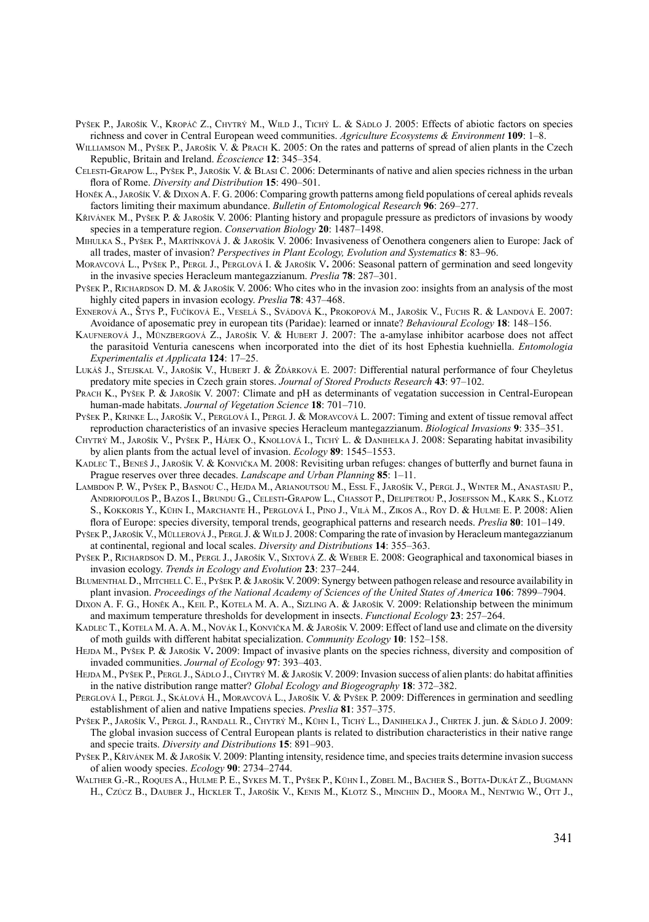Pyšek P., Jarošík V., Kropáč Z., Chytrý M., Wild J., Tichý L. & Sádlo J. 2005: Effects of abiotic factors on species richness and cover in Central European weed communities. *Agriculture Ecosystems & Environment* **109**: 1–8.

Williamson M., Pyšek P., Jarošík V. & Prach K. 2005: On the rates and patterns of spread of alien plants in the Czech Republic, Britain and Ireland. *Écoscience* **12**: 345–354.

Celesti-Grapow L., Pyšek P., Jarošík V. & Blasi C. 2006: Determinants of native and alien species richness in the urban flora of Rome. *Diversity and Distribution* **15**: 490–501.

Honěk A., Jarošík V. & Dixon A. F. G. 2006: Comparing growth patterns among field populations of cereal aphids reveals factors limiting their maximum abundance. *Bulletin of Entomological Research* **96**: 269–277.

Křivánek M., Pyšek P. & Jarošík V. 2006: Planting history and propagule pressure as predictors of invasions by woody species in a temperature region. *Conservation Biology* **20**: 1487–1498.

Mihulka S., Pyšek P., Martínková J. & Jarošík V. 2006: Invasiveness of Oenothera congeners alien to Europe: Jack of all trades, master of invasion? *Perspectives in Plant Ecology, Evolution and Systematics* **8**: 83–96.

Moravcová L., Pyšek P., Pergl J., Perglová I. & Jarošík V**.** 2006: Seasonal pattern of germination and seed longevity in the invasive species Heracleum mantegazzianum. *Preslia* **78**: 287–301.

Pyšek P., Richardson D. M. & Jarošík V. 2006: Who cites who in the invasion zoo: insights from an analysis of the most highly cited papers in invasion ecology. *Preslia* **78**: 437–468.

Exnerová A., Štys P., Fučíková E., Veselá S., Svádová K., Prokopová M., Jarošík V., Fuchs R. & Landová E. 2007: Avoidance of aposematic prey in european tits (Paridae): learned or innate? *Behavioural Ecology* **18**: 148–156.

Kaufnerová J., Münzbergová Z., Jarošík V. & Hubert J. 2007: The a-amylase inhibitor acarbose does not affect the parasitoid Venturia canescens when incorporated into the diet of its host Ephestia kuehniella. *Entomologia Experimentalis et Applicata* **124**: 17–25.

Lukáš J., Stejskal V., Jarošík V., Hubert J. & Žďárková E. 2007: Differential natural performance of four Cheyletus predatory mite species in Czech grain stores. *Journal of Stored Products Research* **43**: 97–102.

Prach K., Pyšek P. & Jarošík V. 2007: Climate and pH as determinants of vegatation succession in Central-European human-made habitats. *Journal of Vegetation Science* **18**: 701–710.

Pyšek P., Krinke L., Jarošík V., Perglová I., Pergl J. & Moravcová L. 2007: Timing and extent of tissue removal affect reproduction characteristics of an invasive species Heracleum mantegazzianum. *Biological Invasions* **9**: 335–351.

Chytrý M., Jarošík V., Pyšek P., Hájek O., Knollová I., Tichý L. & Danihelka J. 2008: Separating habitat invasibility by alien plants from the actual level of invasion. *Ecology* **89**: 1545–1553.

Kadlec T., Beneš J., Jarošík V. & Konvička M. 2008: Revisiting urban refuges: changes of butterfly and burnet fauna in Prague reserves over three decades. *Landscape and Urban Planning* **85**: 1–11.

Lambdon P. W., Pyšek P., Basnou C., Hejda M., Arianoutsou M., Essl F., Jarošík V., Pergl J., Winter M., Anastasiu P., Andriopoulos P., Bazos I., Brundu G., Celesti-Grapow L., Chassot P., Delipetrou P., Josefsson M., Kark S., Klotz S., Kokkoris Y., Kühn I., Marchante H., Perglová I., Pino J., Vilà M., Zikos A., Roy D. & Hulme E. P. 2008: Alien flora of Europe: species diversity, temporal trends, geographical patterns and research needs. *Preslia* **80**: 101–149.

Pyšek P., Jarošík V., Müllerová J., Pergl J. & Wild J. 2008: Comparing the rate of invasion by Heracleum mantegazzianum at continental, regional and local scales. *Diversity and Distributions* **14**: 355–363.

Pyšek P., Richardson D. M., Pergl J., Jarošík V., Sixtová Z. & Weber E. 2008: Geographical and taxonomical biases in invasion ecology. *Trends in Ecology and Evolution* **23**: 237–244.

Blumenthal D., Mitchell C. E., Pyšek P. & Jarošík V. 2009: Synergy between pathogen release and resource availability in plant invasion. *Proceedings of the National Academy of Sciences of the United States of America* **106**: 7899–7904.

Dixon A. F. G., Honěk A., Keil P., Kotela M. A. A., Sizling A. & Jarošík V. 2009: Relationship between the minimum and maximum temperature thresholds for development in insects. *Functional Ecology* **23**: 257–264.

Kadlec T., Kotela M. A. A. M., Novák I., Konvička M. & Jarošík V. 2009: Effect of land use and climate on the diversity of moth guilds with different habitat specialization. *Community Ecology* **10**: 152–158.

Hejda M., Pyšek P. & Jarošík V**.** 2009: Impact of invasive plants on the species richness, diversity and composition of invaded communities. *Journal of Ecology* **97**: 393–403.

Hejda M., Pyšek P., Pergl J., Sádlo J., Chytrý M. & Jarošík V. 2009: Invasion success of alien plants: do habitat affinities in the native distribution range matter? *Global Ecology and Biogeography* **18**: 372–382.

Perglová I., Pergl J., Skálová H., Moravcová L., Jarošík V. & Pyšek P. 2009: Differences in germination and seedling establishment of alien and native Impatiens species. *Preslia* **81**: 357–375.

Pyšek P., Jarošík V., Pergl J., Randall R., Chytrý M., Kühn I., Tichý L., Danihelka J., Chrtek J. jun. & Sádlo J. 2009: The global invasion success of Central European plants is related to distribution characteristics in their native range and specie traits. *Diversity and Distributions* **15**: 891–903.

Pyšek P., Křivánek M. & Jarošík V. 2009: Planting intensity, residence time, and species traits determine invasion success of alien woody species. *Ecology* **90**: 2734–2744.

Walther G.-R., Roques A., Hulme P. E., Sykes M. T., Pyšek P., Kühn I., Zobel M., Bacher S., Botta-Dukát Z., Bugmann H., Czúcz B., Dauber J., Hickler T., Jarošík V., Kenis M., Klotz S., Minchin D., Moora M., Nentwig W., Ott J.,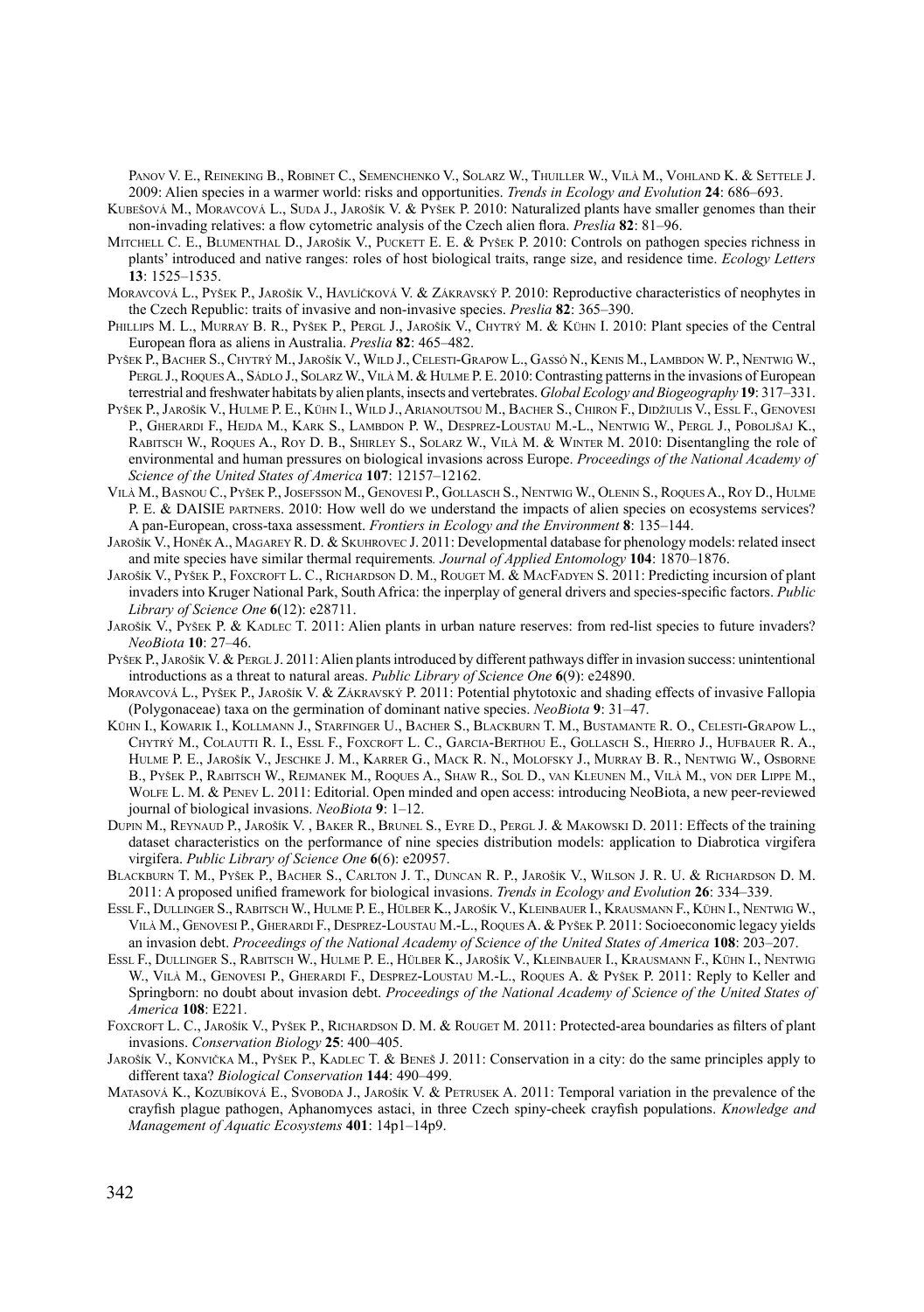Panov V. E., Reineking B., Robinet C., Semenchenko V., Solarz W., Thuiller W., Vilà M., Vohland K. & Settele J. 2009: Alien species in a warmer world: risks and opportunities. *Trends in Ecology and Evolution* **24**: 686–693.

Kubešová M., Moravcová L., Suda J., Jarošík V. & Pyšek P. 2010: Naturalized plants have smaller genomes than their non-invading relatives: a flow cytometric analysis of the Czech alien flora. *Preslia* **82**: 81–96.

Mitchell C. E., Blumenthal D., Jarošík V., Puckett E. E. & Pyšek P. 2010: Controls on pathogen species richness in plants' introduced and native ranges: roles of host biological traits, range size, and residence time. *Ecology Letters* **13**: 1525–1535.

Moravcová L., Pyšek P., Jarošík V., Havlíčková V. & Zákravský P. 2010: Reproductive characteristics of neophytes in the Czech Republic: traits of invasive and non-invasive species. *Preslia* **82**: 365–390.

Phillips M. L., Murray B. R., Pyšek P., Pergl J., Jarošík V., Chytrý M. & Kühn I. 2010: Plant species of the Central European flora as aliens in Australia. *Preslia* **82**: 465–482.

Pyšek P., Bacher S., Chytrý M., Jarošík V., Wild J., Celesti-Grapow L., Gassó N., Kenis M., Lambdon W. P., Nentwig W., Pergl J., Roques A., Sádlo J., Solarz W., Vilà M. & Hulme P. E. 2010: Contrasting patterns in the invasions of European terrestrial and freshwater habitats by alien plants, insects and vertebrates. *Global Ecology and Biogeography* **19**: 317–331.

Pyšek P., Jarošík V., Hulme P. E., Kühn I., Wild J., Arianoutsou M., Bacher S., Chiron F., Didžiulis V., Essl F., Genovesi P., Gherardi F., Hejda M., Kark S., Lambdon P. W., Desprez-Loustau M.-L., Nentwig W., Pergl J., Poboljšaj K., Rabitsch W., Roques A., Roy D. B., Shirley S., Solarz W., Vilà M. & Winter M. 2010: Disentangling the role of environmental and human pressures on biological invasions across Europe. *Proceedings of the National Academy of Science of the United States of America* **107**: 12157–12162.

Vilà M., Basnou C., Pyšek P., Josefsson M., Genovesi P., Gollasch S., Nentwig W., Olenin S., Roques A., Roy D., Hulme P. E. & DAISIE partners. 2010: How well do we understand the impacts of alien species on ecosystems services? A pan-European, cross-taxa assessment. *Frontiers in Ecology and the Environment* **8**: 135–144.

Jarošík V., Honěk A., Magarey R. D. & Skuhrovec J. 2011: Developmental database for phenology models: related insect and mite species have similar thermal requirements. *Journal of Applied Entomology* **104**: 1870–1876.

Jarošík V., Pyšek P., Foxcroft L. C., Richardson D. M., Rouget M. & MacFadyen S. 2011: Predicting incursion of plant invaders into Kruger National Park, South Africa: the inperplay of general drivers and species-specific factors. *Public Library of Science One* **6**(12): e28711.

Jarošík V., Pyšek P. & Kadlec T. 2011: Alien plants in urban nature reserves: from red-list species to future invaders? *NeoBiota* **10**: 27–46.

Pyšek P., Jarošík V. & Pergl J. 2011: Alien plants introduced by different pathways differ in invasion success: unintentional introductions as a threat to natural areas. *Public Library of Science One* **6**(9): e24890.

Moravcová L., Pyšek P., Jarošík V. & Zákravský P. 2011: Potential phytotoxic and shading effects of invasive Fallopia (Polygonaceae) taxa on the germination of dominant native species. *NeoBiota* **9**: 31–47.

Kühn I., Kowarik I., Kollmann J., Starfinger U., Bacher S., Blackburn T. M., Bustamante R. O., Celesti-Grapow L., Chytrý M., Colautti R. I., Essl F., Foxcroft L. C., Garcia-Berthou E., Gollasch S., Hierro J., Hufbauer R. A., Hulme P. E., Jarošík V., Jeschke J. M., Karrer G., Mack R. N., Molofsky J., Murray B. R., Nentwig W., Osborne B., Pyšek P., Rabitsch W., Rejmanek M., Roques A., Shaw R., Sol D., van Kleunen M., Vilà M., von der Lippe M., Wolfe L. M. & Penev L. 2011: Editorial. Open minded and open access: introducing NeoBiota, a new peer-reviewed journal of biological invasions. *NeoBiota* **9**: 1–12.

Dupin M., Reynaud P., Jarošík V. , Baker R., Brunel S., Eyre D., Pergl J. & Makowski D. 2011: Effects of the training dataset characteristics on the performance of nine species distribution models: application to Diabrotica virgifera virgifera. *Public Library of Science One* **6**(6): e20957.

Blackburn T. M., Pyšek P., Bacher S., Carlton J. T., Duncan R. P., Jarošík V., Wilson J. R. U. & Richardson D. M. 2011: A proposed unified framework for biological invasions. *Trends in Ecology and Evolution* **26**: 334–339.

Essl F., Dullinger S., Rabitsch W., Hulme P. E., Hülber K., Jarošík V., Kleinbauer I., Krausmann F., Kühn I., Nentwig W., Vilà M., Genovesi P., Gherardi F., Desprez-Loustau M.-L., Roques A. & Pyšek P. 2011: Socioeconomic legacy yields an invasion debt. *Proceedings of the National Academy of Science of the United States of America* **108**: 203–207.

Essl F., Dullinger S., Rabitsch W., Hulme P. E., Hülber K., Jarošík V., Kleinbauer I., Krausmann F., Kühn I., Nentwig W., Vilà M., Genovesi P., Gherardi F., Desprez-Loustau M.-L., Roques A. & Pyšek P. 2011: Reply to Keller and Springborn: no doubt about invasion debt. *Proceedings of the National Academy of Science of the United States of America* **108**: E221.

Foxcroft L. C., Jarošík V., Pyšek P., Richardson D. M. & Rouget M. 2011: Protected-area boundaries as filters of plant invasions. *Conservation Biology* **25**: 400–405.

Jarošík V., Konvička M., Pyšek P., Kadlec T. & Beneš J. 2011: Conservation in a city: do the same principles apply to different taxa? *Biological Conservation* **144**: 490–499.

Matasová K., Kozubíková E., Svoboda J., Jarošík V. & Petrusek A. 2011: Temporal variation in the prevalence of the crayfish plague pathogen, Aphanomyces astaci, in three Czech spiny-cheek crayfish populations. *Knowledge and Management of Aquatic Ecosystems* **401**: 14p1–14p9.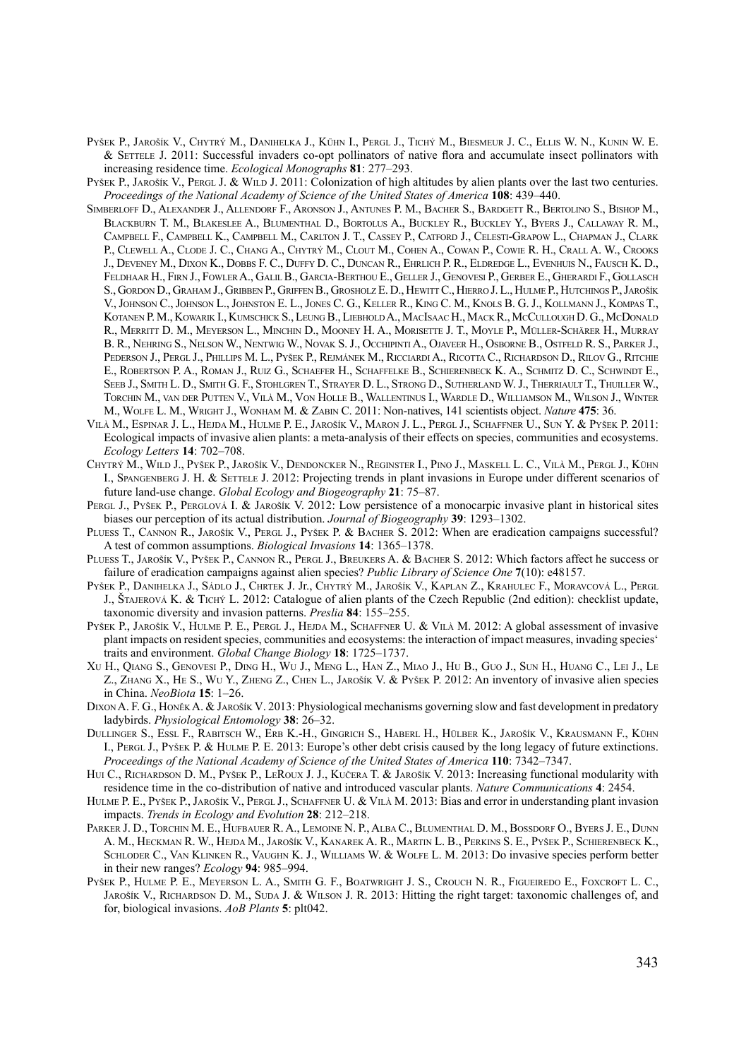Pyšek P., Jarošík V., Chytrý M., Danihelka J., Kühn I., Pergl J., Tichý M., Biesmeur J. C., Ellis W. N., Kunin W. E. & Settele J. 2011: Successful invaders co-opt pollinators of native flora and accumulate insect pollinators with increasing residence time. *Ecological Monographs* **81**: 277–293.

Pyšek P., Jarošík V., Pergl J. & Wild J. 2011: Colonization of high altitudes by alien plants over the last two centuries. *Proceedings of the National Academy of Science of the United States of America* **108**: 439–440.

Simberloff D., Alexander J., Allendorf F., Aronson J., Antunes P. M., Bacher S., Bardgett R., Bertolino S., Bishop M., Blackburn T. M., Blakeslee A., Blumenthal D., Bortolus A., Buckley R., Buckley Y., Byers J., Callaway R. M., Campbell F., Campbell K., Campbell M., Carlton J. T., Cassey P., Catford J., Celesti-Grapow L., Chapman J., Clark P., Clewell A., Clode J. C., Chang A., Chytrý M., Clout M., Cohen A., Cowan P., Cowie R. H., Crall A. W., Crooks J., Deveney M., Dixon K., Dobbs F. C., Duffy D. C., Duncan R., Ehrlich P. R., Eldredge L., Evenhuis N., Fausch K. D., Feldhaar H., Firn J., Fowler A., Galil B., Garcia-Berthou E., Geller J., Genovesi P., Gerber E., Gherardi F., Gollasch S., Gordon D., Graham J., Gribben P., Griffen B., Grosholz E. D., Hewitt C., Hierro J. L., Hulme P., Hutchings P., Jarošík V., Johnson C., Johnson L., Johnston E. L., Jones C. G., Keller R., King C. M., Knols B. G. J., Kollmann J., Kompas T., Kotanen P. M., Kowarik I., Kumschick S., Leung B., Liebhold A., MacIsaac H., Mack R., McCullough D. G., McDonald R., Merritt D. M., Meyerson L., Minchin D., Mooney H. A., Morisette J. T., Moyle P., Müller-Schärer H., Murray B. R., Nehring S., Nelson W., Nentwig W., Novak S. J., Occhipinti A., Ojaveer H., Osborne B., Ostfeld R. S., Parker J., Pederson J., Pergl J., Phillips M. L., Pyšek P., Rejmánek M., Ricciardi A., Ricotta C., Richardson D., Rilov G., Ritchie E., Robertson P. A., Roman J., Ruiz G., Schaefer H., Schaffelke B., Schierenbeck K. A., Schmitz D. C., Schwindt E., Seeb J., Smith L. D., Smith G. F., Stohlgren T., Strayer D. L., Strong D., Sutherland W. J., Therriault T., Thuiller W., Torchin M., van der Putten V., Vilà M., Von Holle B., Wallentinus I., Wardle D., Williamson M., Wilson J., Winter M., Wolfe L. M., Wright J., Wonham M. & Zabin C. 2011: Non-natives, 141 scientists object. *Nature* **475**: 36.

Vilà M., Espinar J. L., Hejda M., Hulme P. E., Jarošík V., Maron J. L., Pergl J., Schaffner U., Sun Y. & Pyšek P. 2011: Ecological impacts of invasive alien plants: a meta-analysis of their effects on species, communities and ecosystems. *Ecology Letters* **14**: 702–708.

Chytrý M., Wild J., Pyšek P., Jarošík V., Dendoncker N., Reginster I., Pino J., Maskell L. C., Vilà M., Pergl J., Kühn I., Spangenberg J. H. & Settele J. 2012: Projecting trends in plant invasions in Europe under different scenarios of future land-use change. *Global Ecology and Biogeography* **21**: 75–87.

Pergl J., Pyšek P., Perglová I. & Jarošík V. 2012: Low persistence of a monocarpic invasive plant in historical sites biases our perception of its actual distribution. *Journal of Biogeography* **39**: 1293–1302.

Pluess T., Cannon R., Jarošík V., Pergl J., Pyšek P. & Bacher S. 2012: When are eradication campaigns successful? A test of common assumptions. *Biological Invasions* **14**: 1365–1378.

Pluess T., Jarošík V., Pyšek P., Cannon R., Pergl J., Breukers A. & Bacher S. 2012: Which factors affect he success or failure of eradication campaigns against alien species? *Public Library of Science One* **7**(10): e48157.

Pyšek P., Danihelka J., Sádlo J., Chrtek J. Jr., Chytrý M., Jarošík V., Kaplan Z., Krahulec F., Moravcová L., Pergl J., Štajerová K. & Tichý L. 2012: Catalogue of alien plants of the Czech Republic (2nd edition): checklist update, taxonomic diversity and invasion patterns. *Preslia* **84**: 155–255.

Pyšek P., Jarošík V., Hulme P. E., Pergl J., Hejda M., Schaffner U. & Vilà M. 2012: A global assessment of invasive plant impacts on resident species, communities and ecosystems: the interaction of impact measures, invading species' traits and environment. *Global Change Biology* **18**: 1725–1737.

Xu H., Qiang S., Genovesi P., Ding H., Wu J., Meng L., Han Z., Miao J., Hu B., Guo J., Sun H., Huang C., Lei J., Le Z., Zhang X., He S., Wu Y., Zheng Z., Chen L., Jarošík V. & Pyšek P. 2012: An inventory of invasive alien species in China. *NeoBiota* **15**: 1–26.

Dixon A. F. G., Honěk A. & Jarošík V. 2013: Physiological mechanisms governing slow and fast development in predatory ladybirds. *Physiological Entomology* **38**: 26–32.

Dullinger S., Essl F., Rabitsch W., Erb K.-H., Gingrich S., Haberl H., Hülber K., Jarošík V., Krausmann F., Kühn I., Pergl J., Pyšek P. & Hulme P. E. 2013: Europe's other debt crisis caused by the long legacy of future extinctions. *Proceedings of the National Academy of Science of the United States of America* **110**: 7342–7347.

Hui C., Richardson D. M., Pyšek P., LeRoux J. J., Kučera T. & Jarošík V. 2013: Increasing functional modularity with residence time in the co-distribution of native and introduced vascular plants. *Nature Communications* **4**: 2454.

Hulme P. E., Pyšek P., Jarošík V., Pergl J., Schaffner U. & Vilà M. 2013: Bias and error in understanding plant invasion impacts. *Trends in Ecology and Evolution* **28**: 212–218.

Parker J. D., Torchin M. E., Hufbauer R. A., Lemoine N. P., Alba C., Blumenthal D. M., Bossdorf O., Byers J. E., Dunn A. M., Heckman R. W., Hejda M., Jarošík V., Kanarek A. R., Martin L. B., Perkins S. E., Pyšek P., Schierenbeck K., Schloder C., Van Klinken R., Vaughn K. J., Williams W. & Wolfe L. M. 2013: Do invasive species perform better in their new ranges? *Ecology* **94**: 985–994.

Pyšek P., Hulme P. E., Meyerson L. A., Smith G. F., Boatwright J. S., Crouch N. R., Figueiredo E., Foxcroft L. C., Jarošík V., Richardson D. M., Suda J. & Wilson J. R. 2013: Hitting the right target: taxonomic challenges of, and for, biological invasions. *AoB Plants* **5**: plt042.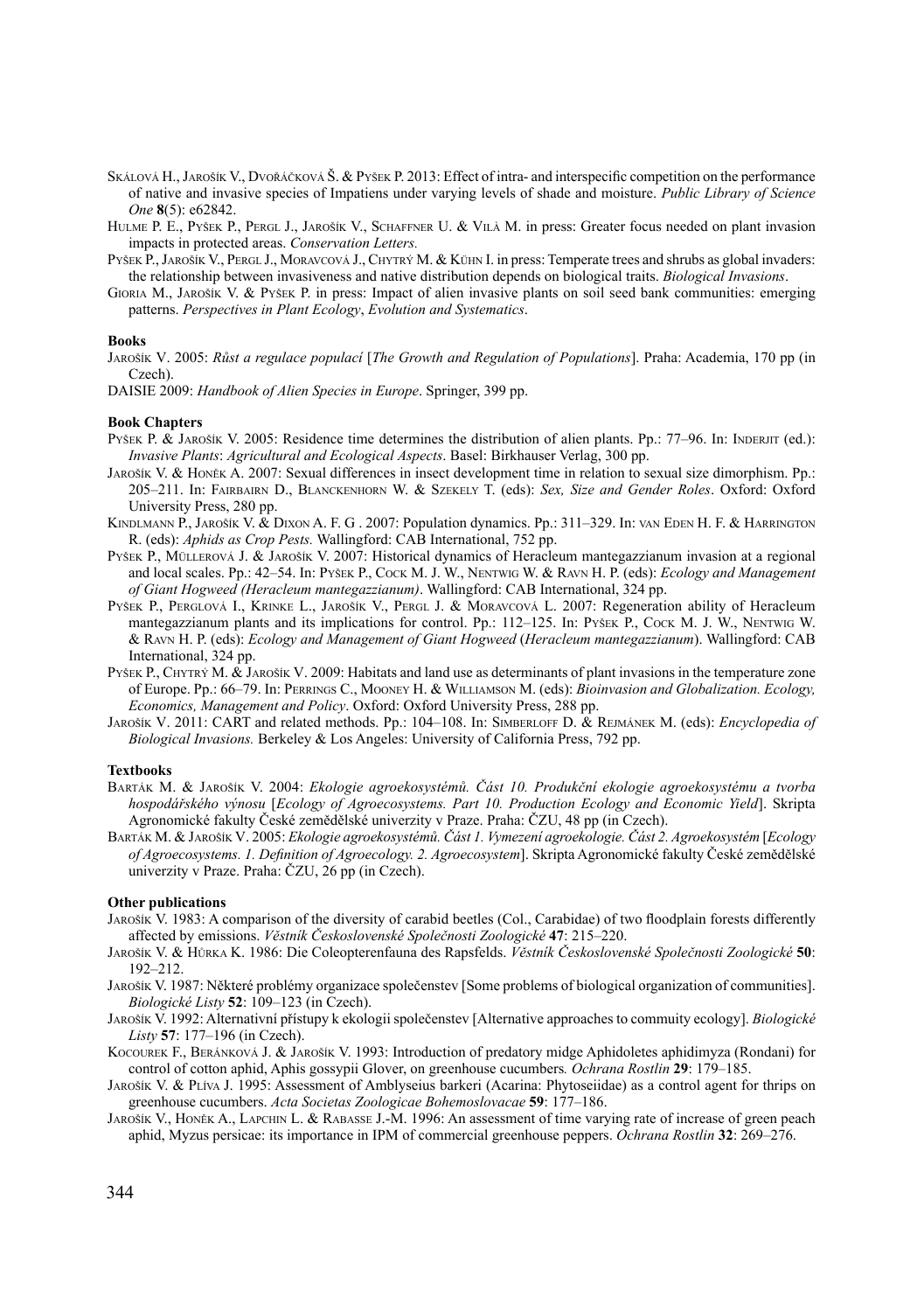Skálová H., Jarošík V., Dvořáčková Š. & Pyšek P. 2013: Effect of intra- and interspecific competition on the performance of native and invasive species of Impatiens under varying levels of shade and moisture. *Public Library of Science One* **8**(5): e62842.

Hulme P. E., Pyšek P., Pergl J., Jarošík V., Schaffner U. & Vilà M. in press: Greater focus needed on plant invasion impacts in protected areas. *Conservation Letters.*

Pyšek P., Jarošík V., Pergl J., Moravcová J., Chytrý M. & Kühn I. in press: Temperate trees and shrubs as global invaders: the relationship between invasiveness and native distribution depends on biological traits. *Biological Invasions*.

Gioria M., Jarošík V. & Pyšek P. in press: Impact of alien invasive plants on soil seed bank communities: emerging patterns. *Perspectives in Plant Ecology*, *Evolution and Systematics*.

**Books**

Jarošík V. 2005: *Růst a regulace populací* [*The Growth and Regulation of Populations*]. Praha: Academia, 170 pp (in Czech).

DAISIE 2009: *Handbook of Alien Species in Europe*. Springer, 399 pp.

**Book Chapters**

Pyšek P. & Jarošík V. 2005: Residence time determines the distribution of alien plants. Pp.: 77–96. In: Inderjit (ed.): *Invasive Plants*: *Agricultural and Ecological Aspects*. Basel: Birkhauser Verlag, 300 pp.

Jarošík V. & Honěk A. 2007: Sexual differences in insect development time in relation to sexual size dimorphism. Pp.: 205–211. In: Fairbairn D., Blanckenhorn W. & Szekely T. (eds): *Sex, Size and Gender Roles*. Oxford: Oxford University Press, 280 pp.

Kindlmann P., Jarošík V. & Dixon A. F. G . 2007: Population dynamics. Pp.: 311–329. In: van Eden H. F. & Harrington R. (eds): *Aphids as Crop Pests.* Wallingford: CAB International, 752 pp.

Pyšek P., Müllerová J. & Jarošík V. 2007: Historical dynamics of Heracleum mantegazzianum invasion at a regional and local scales. Pp.: 42–54. In: Pyšek P., Cock M. J. W., Nentwig W. & Ravn H. P. (eds): *Ecology and Management of Giant Hogweed (Heracleum mantegazzianum)*. Wallingford: CAB International, 324 pp.

Pyšek P., Perglová I., Krinke L., Jarošík V., Pergl J. & Moravcová L. 2007: Regeneration ability of Heracleum mantegazzianum plants and its implications for control. Pp.: 112–125. In: Pyšek P., Cock M. J. W., Nentwig W. & Ravn H. P. (eds): *Ecology and Management of Giant Hogweed* (*Heracleum mantegazzianum*). Wallingford: CAB International, 324 pp.

Pyšek P., Chytrý M. & Jarošík V. 2009: Habitats and land use as determinants of plant invasions in the temperature zone of Europe. Pp.: 66–79. In: Perrings C., Mooney H. & Williamson M. (eds): *Bioinvasion and Globalization. Ecology, Economics, Management and Policy*. Oxford: Oxford University Press, 288 pp.

Jarošík V. 2011: CART and related methods. Pp.: 104–108. In: Simberloff D. & Rejmánek M. (eds): *Encyclopedia of Biological Invasions.* Berkeley & Los Angeles: University of California Press, 792 pp.

**Textbooks**

Barták M. & Jarošík V. 2004: *Ekologie agroekosystémů. Část 10. Produkční ekologie agroekosystému a tvorba hospodářského výnosu* [*Ecology of Agroecosystems. Part 10. Production Ecology and Economic Yield*]. Skripta Agronomické fakulty České zemědělské univerzity v Praze. Praha: ČZU, 48 pp (in Czech).

Barták M. & Jarošík V. 2005: *Ekologie agroekosystémů. Část 1. Vymezení agroekologie. Část 2. Agroekosystém* [*Ecology of Agroecosystems. 1. Definition of Agroecology. 2. Agroecosystem*]. Skripta Agronomické fakulty České zemědělské univerzity v Praze. Praha: ČZU, 26 pp (in Czech).

**Other publications**

Jarošík V. 1983: A comparison of the diversity of carabid beetles (Col., Carabidae) of two floodplain forests differently affected by emissions. *Věstník Československé Společnosti Zoologické* **47**: 215–220.

Jarošík V. & Hůrka K. 1986: Die Coleopterenfauna des Rapsfelds. *Věstník Československé Společnosti Zoologické* **50**: 192–212.

Jarošík V. 1987: Některé problémy organizace společenstev [Some problems of biological organization of communities]. *Biologické Listy* **52**: 109–123 (in Czech).

Jarošík V. 1992: Alternativní přístupy k ekologii společenstev [Alternative approaches to commuity ecology]. *Biologické Listy* **57**: 177–196 (in Czech).

Kocourek F., Beránková J. & Jarošík V. 1993: Introduction of predatory midge Aphidoletes aphidimyza (Rondani) for control of cotton aphid, Aphis gossypii Glover, on greenhouse cucumbers*. Ochrana Rostlin* **29**: 179–185.

Jarošík V. & Plíva J. 1995: Assessment of Amblyseius barkeri (Acarina: Phytoseiidae) as a control agent for thrips on greenhouse cucumbers. *Acta Societas Zoologicae Bohemoslovacae* **59**: 177–186.

Jarošík V., Honěk A., Lapchin L. & Rabasse J.-M. 1996: An assessment of time varying rate of increase of green peach aphid, Myzus persicae: its importance in IPM of commercial greenhouse peppers. *Ochrana Rostlin* **32**: 269–276.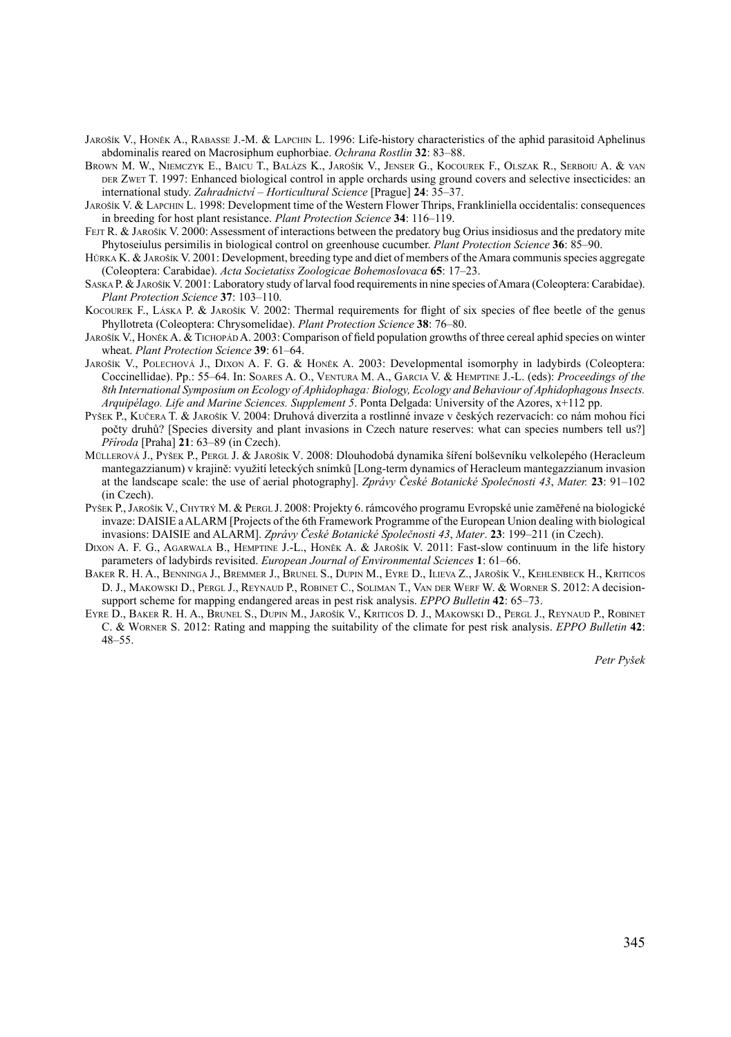Jarošík V., Honěk A., Rabasse J.-M. & Lapchin L. 1996: Life-history characteristics of the aphid parasitoid Aphelinus abdominalis reared on Macrosiphum euphorbiae. *Ochrana Rostlin* **32**: 83–88.

Brown M. W., Niemczyk E., Baicu T., Balázs K., Jarošík V., Jenser G., Kocourek F., Olszak R., Serboiu A. & van der Zwet T. 1997: Enhanced biological control in apple orchards using ground covers and selective insecticides: an international study. *Zahradnictví – Horticultural Science* [Prague] **24**: 35–37.

Jarošík V. & Lapchin L. 1998: Development time of the Western Flower Thrips, Frankliniella occidentalis: consequences in breeding for host plant resistance. *Plant Protection Science* **34**: 116–119.

Fejt R. & Jarošík V. 2000: Assessment of interactions between the predatory bug Orius insidiosus and the predatory mite Phytoseiulus persimilis in biological control on greenhouse cucumber. *Plant Protection Science* **36**: 85–90.

Hůrka K. & Jarošík V. 2001: Development, breeding type and diet of members of the Amara communis species aggregate (Coleoptera: Carabidae). *Acta Societatiss Zoologicae Bohemoslovaca* **65**: 17–23.

Saska P. & Jarošík V. 2001: Laboratory study of larval food requirements in nine species of Amara (Coleoptera: Carabidae). *Plant Protection Science* **37**: 103–110.

Kocourek F., Láska P. & Jarošík V. 2002: Thermal requirements for flight of six species of flee beetle of the genus Phyllotreta (Coleoptera: Chrysomelidae). *Plant Protection Science* **38**: 76–80.

Jarošík V., Honěk A. & Tichopád A. 2003: Comparison of field population growths of three cereal aphid species on winter wheat. *Plant Protection Science* **39**: 61–64.

Jarošík V., Polechová J., Dixon A. F. G. & Honěk A. 2003: Developmental isomorphy in ladybirds (Coleoptera: Coccinellidae). Pp.: 55–64. In: Soares A. O., Ventura M. A., Garcia V. & Hemptine J.-L. (eds): *Proceedings of the 8th International Symposium on Ecology of Aphidophaga: Biology, Ecology and Behaviour of Aphidophagous Insects. Arquipélago. Life and Marine Sciences. Supplement 5*. Ponta Delgada: University of the Azores, x+112 pp.

Pyšek P., Kučera T. & Jarošík V. 2004: Druhová diverzita a rostlinné invaze v českých rezervacích: co nám mohou říci počty druhů? [Species diversity and plant invasions in Czech nature reserves: what can species numbers tell us?] *Příroda* [Praha] **21**: 63–89 (in Czech).

Müllerová J., Pyšek P., Pergl J. & Jarošík V. 2008: Dlouhodobá dynamika šíření bolševníku velkolepého (Heracleum mantegazzianum) v krajině: využití leteckých snímků [Long-term dynamics of Heracleum mantegazzianum invasion at the landscape scale: the use of aerial photography]. *Zprávy České Botanické Společnosti 43*, *Mater.* **23**: 91–102 (in Czech).

Pyšek P., Jarošík V., Chytrý M. & Pergl J. 2008: Projekty 6. rámcového programu Evropské unie zaměřené na biologické invaze: DAISIE a ALARM [Projects of the 6th Framework Programme of the European Union dealing with biological invasions: DAISIE and ALARM]. *Zprávy České Botanické Společnosti 43*, *Mater*. **23**: 199–211 (in Czech).

Dixon A. F. G., Agarwala B., Hemptine J.-L., Honěk A. & Jarošík V. 2011: Fast-slow continuum in the life history parameters of ladybirds revisited. *European Journal of Environmental Sciences* **1**: 61–66.

Baker R. H. A., Benninga J., Bremmer J., Brunel S., Dupin M., Eyre D., Ilieva Z., Jarošík V., Kehlenbeck H., Kriticos D. J., Makowski D., Pergl J., Reynaud P., Robinet C., Soliman T., Van der Werf W. & Worner S. 2012: A decision-support scheme for mapping endangered areas in pest risk analysis. *EPPO Bulletin* **42**: 65–73.

Eyre D., Baker R. H. A., Brunel S., Dupin M., Jarošík V., Kriticos D. J., Makowski D., Pergl J., Reynaud P., Robinet C. & Worner S. 2012: Rating and mapping the suitability of the climate for pest risk analysis. *EPPO Bulletin* **42**: 48–55.

*Petr Pyšek*